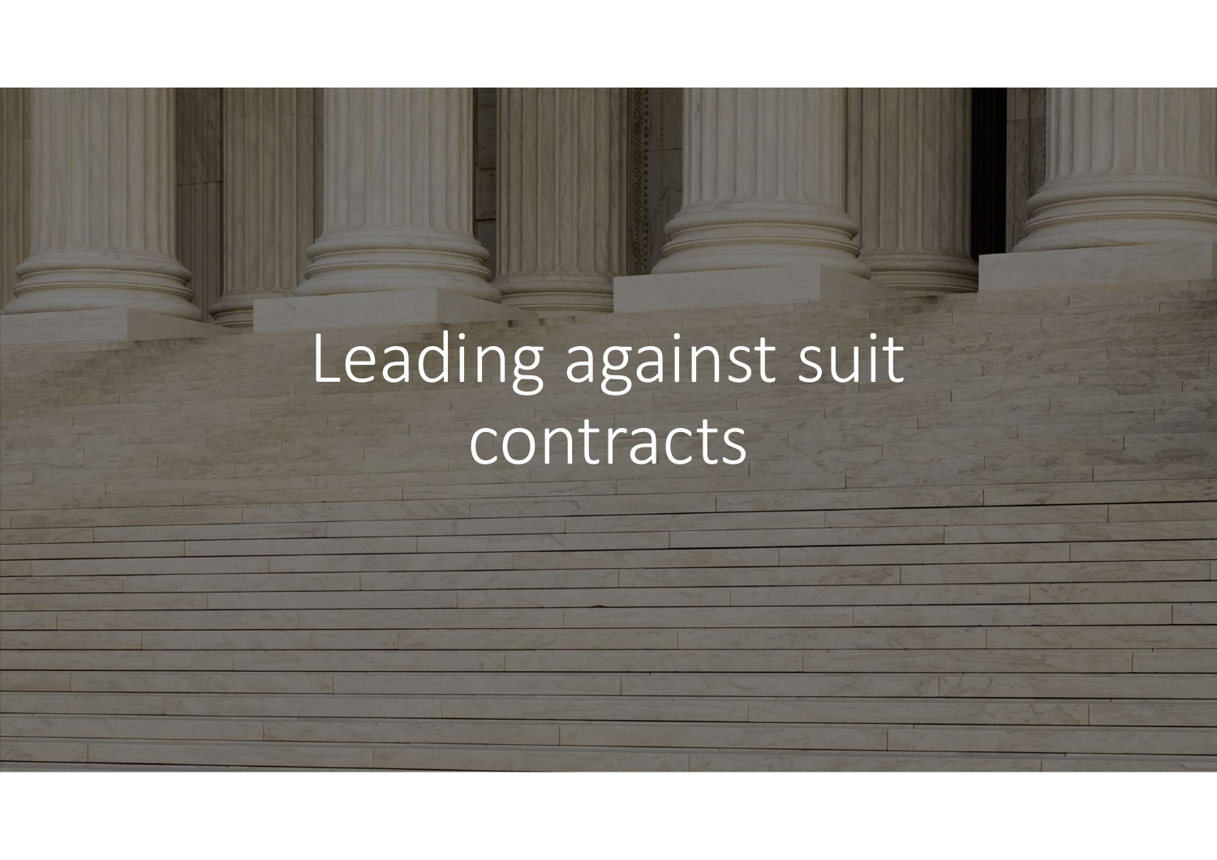# Leading against suit contracts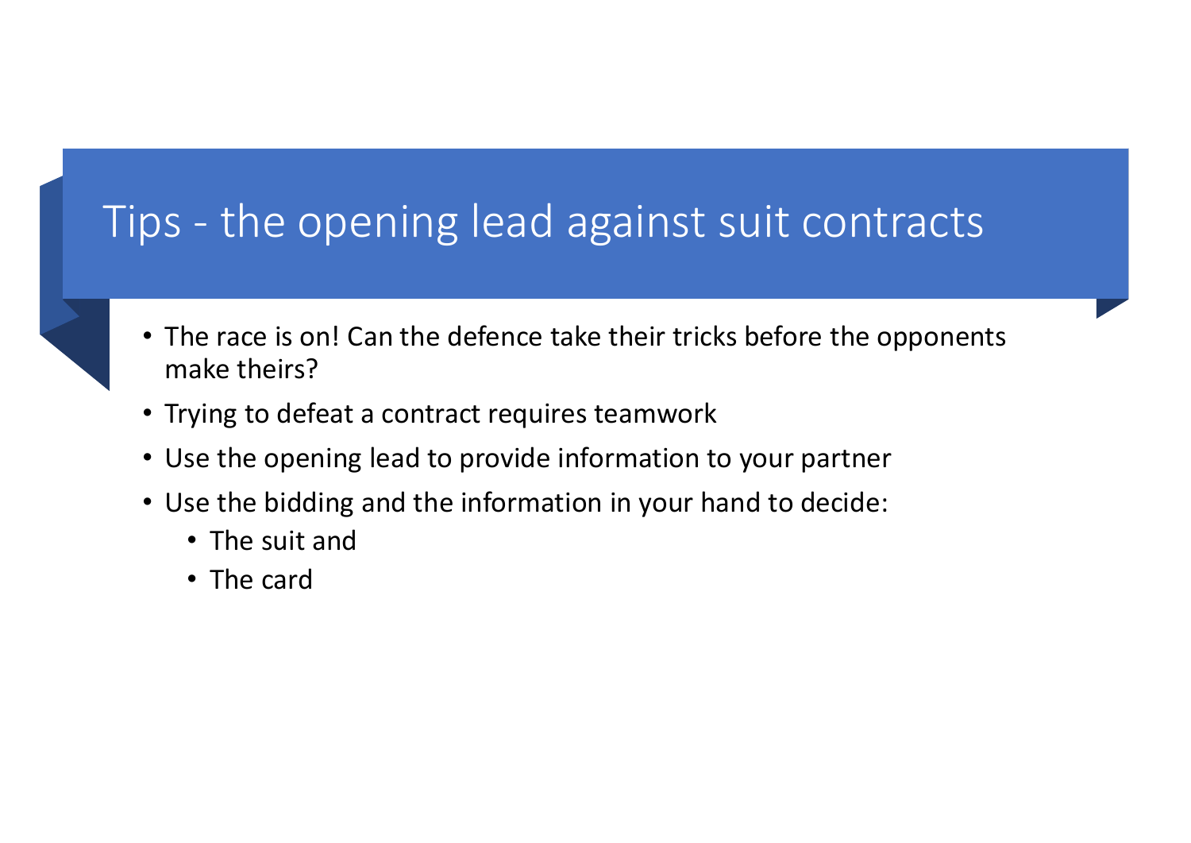# Tips - the opening lead against suit contracts

- The race is on! Can the defence take their tricks before the opponents make theirs?
- Trying to defeat a contract requires teamwork
- Use the opening lead to provide information to your partner
- Use the bidding and the information in your hand to decide:
  - The suit and
  - The card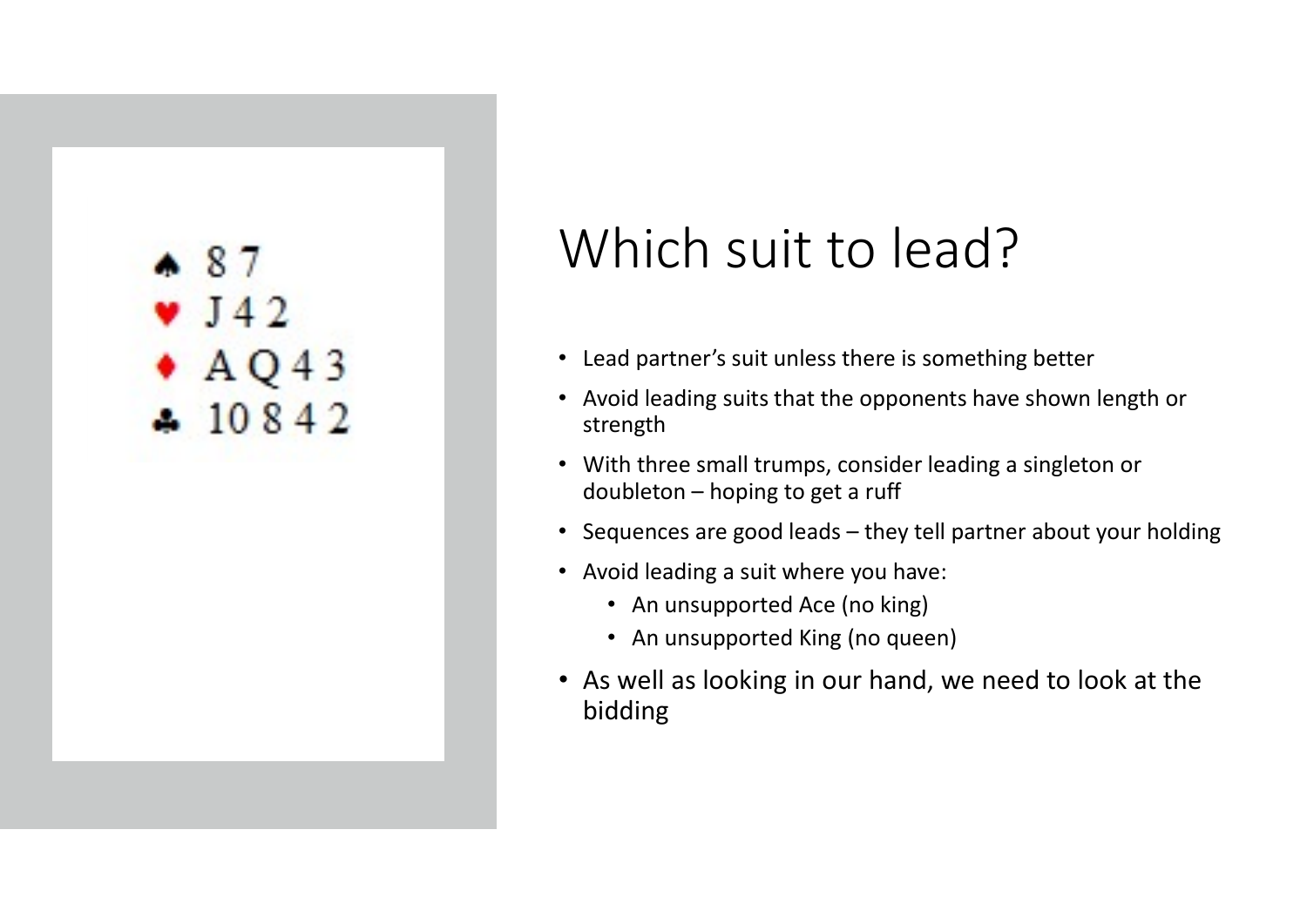♠ 8 7
♥ J 4 2
♦ A Q 4 3
♣ 10 8 4 2

# Which suit to lead?

- Lead partner's suit unless there is something better
- Avoid leading suits that the opponents have shown length or strength
- With three small trumps, consider leading a singleton or doubleton – hoping to get a ruff
- Sequences are good leads – they tell partner about your holding
- Avoid leading a suit where you have:
  - An unsupported Ace (no king)
  - An unsupported King (no queen)
- As well as looking in our hand, we need to look at the bidding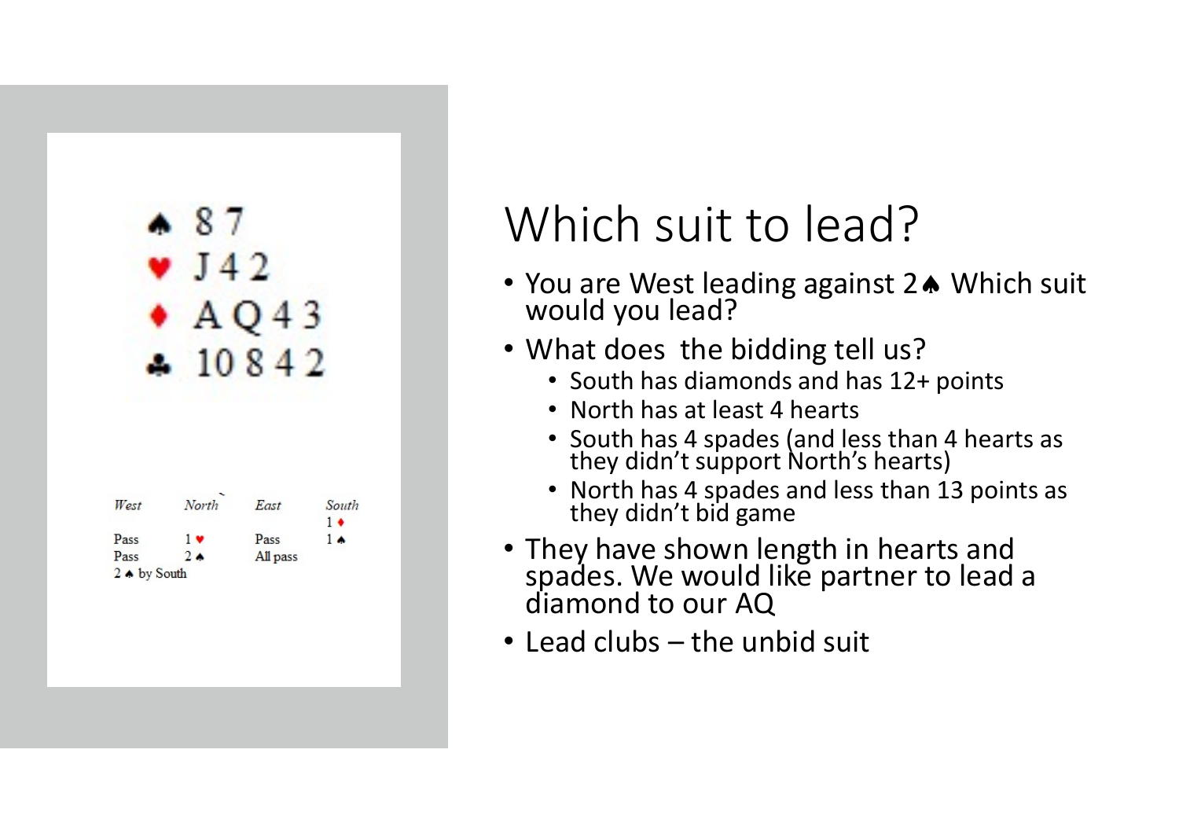♠ 8 7
♥ J 4 2
♦ A Q 4 3
♣ 10 8 4 2

| West | North | East | South |
|---|---|---|---|
| | | | 1♦ |
| Pass | 1♥ | Pass | 1♠ |
| Pass | 2♠ | All pass | |

2♠ by South

# Which suit to lead?

- You are West leading against 2♠ Which suit would you lead?
- What does the bidding tell us?
  - South has diamonds and has 12+ points
  - North has at least 4 hearts
  - South has 4 spades (and less than 4 hearts as they didn't support North's hearts)
  - North has 4 spades and less than 13 points as they didn't bid game
- They have shown length in hearts and spades. We would like partner to lead a diamond to our AQ
- Lead clubs – the unbid suit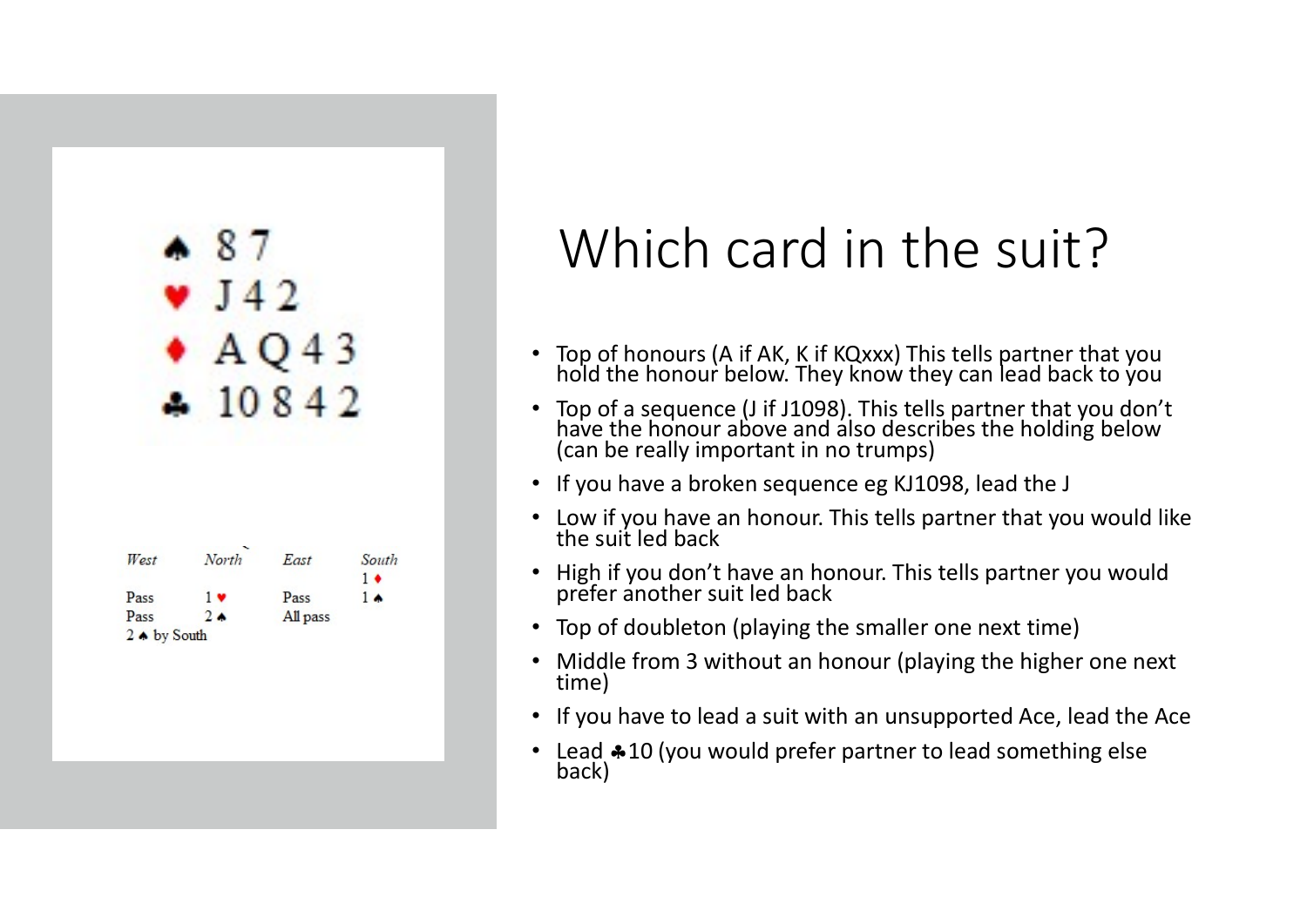♠ 8 7
♥ J 4 2
♦ A Q 4 3
♣ 10 8 4 2

| West | North | East | South |
|---|---|---|---|
| | | | 1 ♦ |
| Pass | 1 ♥ | Pass | 1 ♠ |
| Pass | 2 ♠ | All pass | |

2 ♠ by South

# Which card in the suit?

- Top of honours (A if AK, K if KQxxx) This tells partner that you hold the honour below. They know they can lead back to you
- Top of a sequence (J if J1098). This tells partner that you don't have the honour above and also describes the holding below (can be really important in no trumps)
- If you have a broken sequence eg KJ1098, lead the J
- Low if you have an honour. This tells partner that you would like the suit led back
- High if you don't have an honour. This tells partner you would prefer another suit led back
- Top of doubleton (playing the smaller one next time)
- Middle from 3 without an honour (playing the higher one next time)
- If you have to lead a suit with an unsupported Ace, lead the Ace
- Lead ♣10 (you would prefer partner to lead something else back)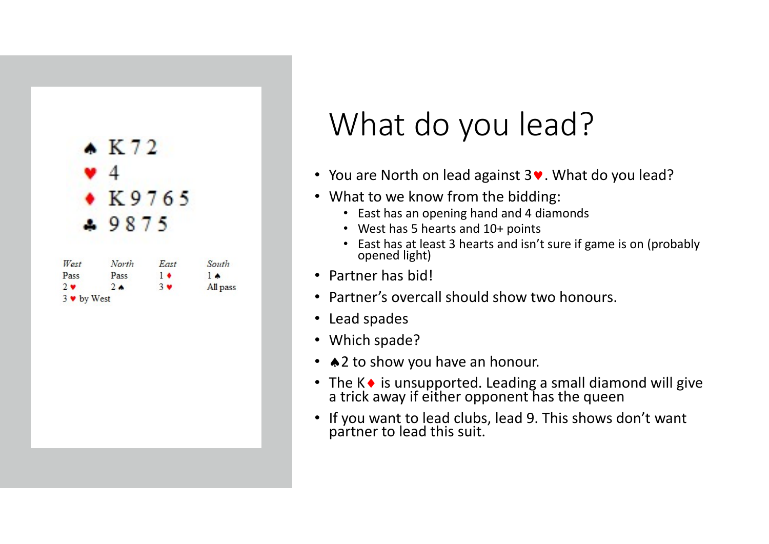♠ K 7 2
♥ 4
♦ K 9 7 6 5
♣ 9 8 7 5

| *West* | *North* | *East* | *South* |
|---|---|---|---|
| Pass | Pass | 1 ♦ | 1 ♠ |
| 2 ♥ | 2 ♠ | 3 ♥ | All pass |

3 ♥ by West

# What do you lead?

- You are North on lead against 3♥. What do you lead?
- What to we know from the bidding:
  - East has an opening hand and 4 diamonds
  - West has 5 hearts and 10+ points
  - East has at least 3 hearts and isn't sure if game is on (probably opened light)
- Partner has bid!
- Partner's overcall should show two honours.
- Lead spades
- Which spade?
- ♠2 to show you have an honour.
- The K♦ is unsupported. Leading a small diamond will give a trick away if either opponent has the queen
- If you want to lead clubs, lead 9. This shows don't want partner to lead this suit.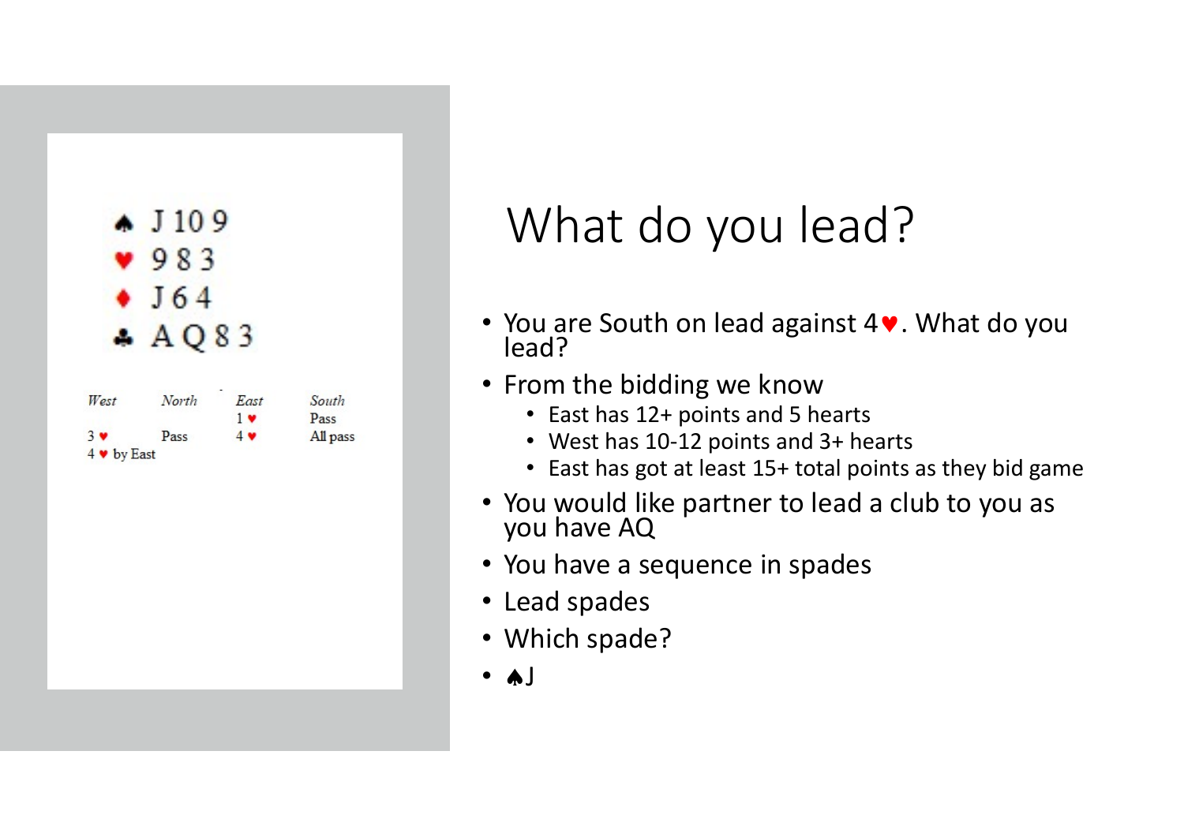♠ J 10 9
♥ 9 8 3
♦ J 6 4
♣ A Q 8 3

| West | North | East | South |
|---|---|---|---|
| | | 1 ♥ | Pass |
| 3 ♥ | Pass | 4 ♥ | All pass |

4 ♥ by East

# What do you lead?

- You are South on lead against 4♥. What do you lead?
- From the bidding we know
  - East has 12+ points and 5 hearts
  - West has 10-12 points and 3+ hearts
  - East has got at least 15+ total points as they bid game
- You would like partner to lead a club to you as you have AQ
- You have a sequence in spades
- Lead spades
- Which spade?
- ♠J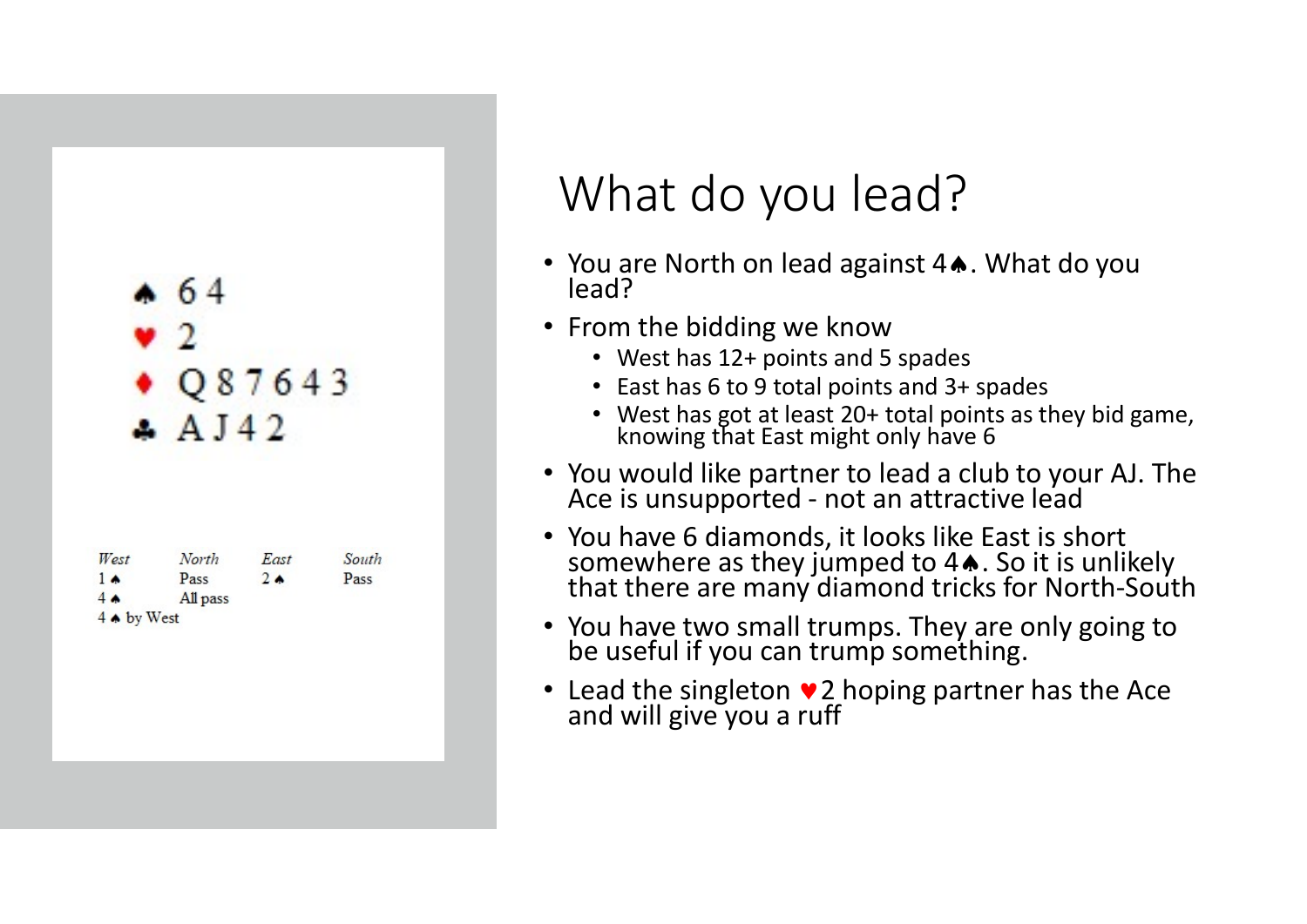♠ 6 4
♥ 2
♦ Q 8 7 6 4 3
♣ A J 4 2

| *West* | *North* | *East* | *South* |
| --- | --- | --- | --- |
| 1 ♠ | Pass | 2 ♠ | Pass |
| 4 ♠ | All pass | | |

4 ♠ by West

# What do you lead?

- You are North on lead against 4♠. What do you lead?
- From the bidding we know
  - West has 12+ points and 5 spades
  - East has 6 to 9 total points and 3+ spades
  - West has got at least 20+ total points as they bid game, knowing that East might only have 6
- You would like partner to lead a club to your AJ. The Ace is unsupported - not an attractive lead
- You have 6 diamonds, it looks like East is short somewhere as they jumped to 4♠. So it is unlikely that there are many diamond tricks for North-South
- You have two small trumps. They are only going to be useful if you can trump something.
- Lead the singleton ♥2 hoping partner has the Ace and will give you a ruff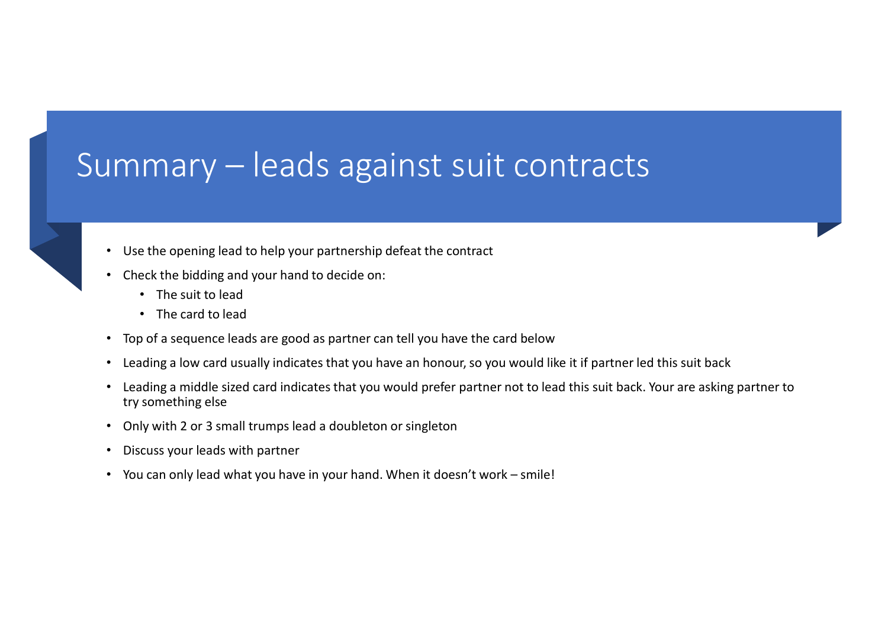# Summary – leads against suit contracts

- Use the opening lead to help your partnership defeat the contract
- Check the bidding and your hand to decide on:
  - The suit to lead
  - The card to lead
- Top of a sequence leads are good as partner can tell you have the card below
- Leading a low card usually indicates that you have an honour, so you would like it if partner led this suit back
- Leading a middle sized card indicates that you would prefer partner not to lead this suit back. Your are asking partner to try something else
- Only with 2 or 3 small trumps lead a doubleton or singleton
- Discuss your leads with partner
- You can only lead what you have in your hand. When it doesn't work – smile!